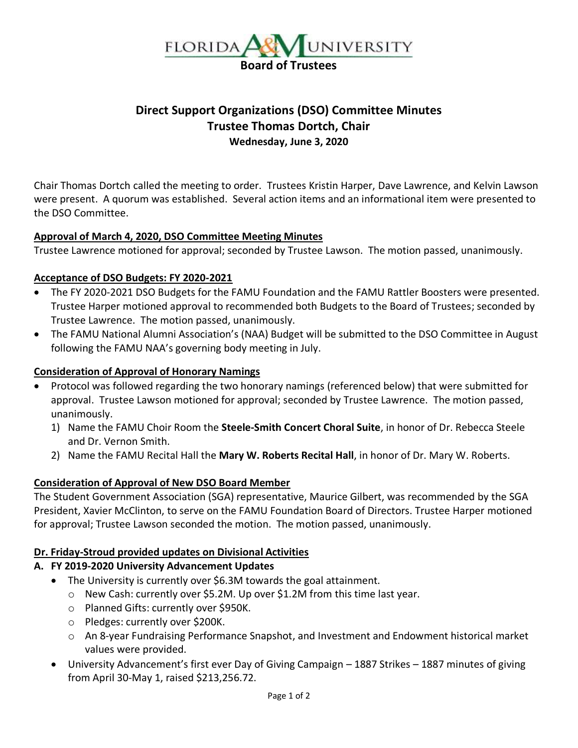# FLORIDA A&M UNIVERSITY

**Board of Trustees**

## Direct Support Organizations (DSO) Committee Minutes
## Trustee Thomas Dortch, Chair
**Wednesday, June 3, 2020**

Chair Thomas Dortch called the meeting to order. Trustees Kristin Harper, Dave Lawrence, and Kelvin Lawson were present. A quorum was established. Several action items and an informational item were presented to the DSO Committee.

**Approval of March 4, 2020, DSO Committee Meeting Minutes**

Trustee Lawrence motioned for approval; seconded by Trustee Lawson. The motion passed, unanimously.

**Acceptance of DSO Budgets: FY 2020-2021**

- The FY 2020-2021 DSO Budgets for the FAMU Foundation and the FAMU Rattler Boosters were presented. Trustee Harper motioned approval to recommended both Budgets to the Board of Trustees; seconded by Trustee Lawrence. The motion passed, unanimously.
- The FAMU National Alumni Association's (NAA) Budget will be submitted to the DSO Committee in August following the FAMU NAA's governing body meeting in July.

**Consideration of Approval of Honorary Namings**

- Protocol was followed regarding the two honorary namings (referenced below) that were submitted for approval. Trustee Lawson motioned for approval; seconded by Trustee Lawrence. The motion passed, unanimously.
  1) Name the FAMU Choir Room the **Steele-Smith Concert Choral Suite**, in honor of Dr. Rebecca Steele and Dr. Vernon Smith.
  2) Name the FAMU Recital Hall the **Mary W. Roberts Recital Hall**, in honor of Dr. Mary W. Roberts.

**Consideration of Approval of New DSO Board Member**

The Student Government Association (SGA) representative, Maurice Gilbert, was recommended by the SGA President, Xavier McClinton, to serve on the FAMU Foundation Board of Directors. Trustee Harper motioned for approval; Trustee Lawson seconded the motion. The motion passed, unanimously.

**Dr. Friday-Stroud provided updates on Divisional Activities**

**A. FY 2019-2020 University Advancement Updates**

- The University is currently over $6.3M towards the goal attainment.
  - New Cash: currently over $5.2M. Up over $1.2M from this time last year.
  - Planned Gifts: currently over $950K.
  - Pledges: currently over $200K.
  - An 8-year Fundraising Performance Snapshot, and Investment and Endowment historical market values were provided.
- University Advancement's first ever Day of Giving Campaign – 1887 Strikes – 1887 minutes of giving from April 30-May 1, raised $213,256.72.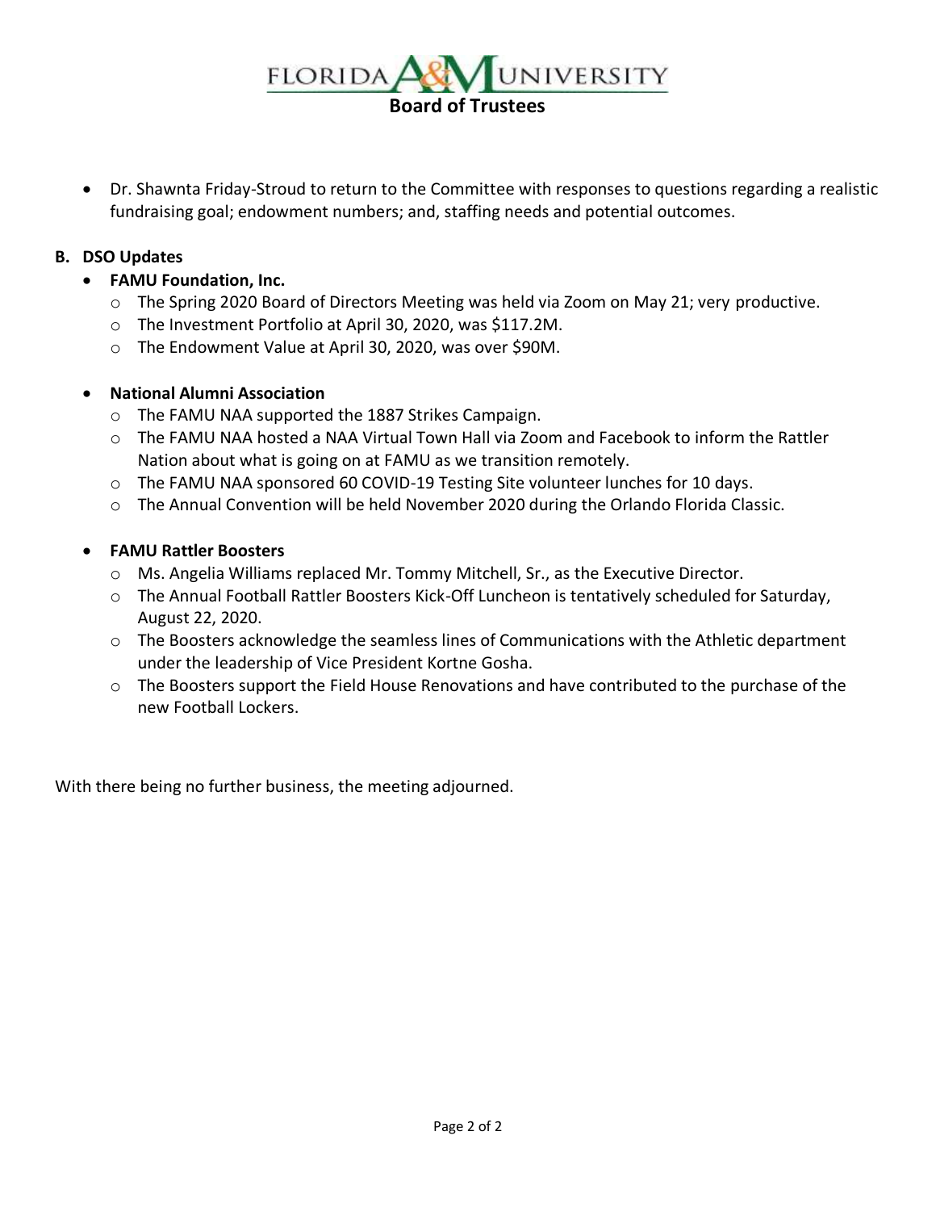- Dr. Shawnta Friday-Stroud to return to the Committee with responses to questions regarding a realistic fundraising goal; endowment numbers; and, staffing needs and potential outcomes.

**B. DSO Updates**

- **FAMU Foundation, Inc.**
  - The Spring 2020 Board of Directors Meeting was held via Zoom on May 21; very productive.
  - The Investment Portfolio at April 30, 2020, was $117.2M.
  - The Endowment Value at April 30, 2020, was over $90M.

- **National Alumni Association**
  - The FAMU NAA supported the 1887 Strikes Campaign.
  - The FAMU NAA hosted a NAA Virtual Town Hall via Zoom and Facebook to inform the Rattler Nation about what is going on at FAMU as we transition remotely.
  - The FAMU NAA sponsored 60 COVID-19 Testing Site volunteer lunches for 10 days.
  - The Annual Convention will be held November 2020 during the Orlando Florida Classic.

- **FAMU Rattler Boosters**
  - Ms. Angelia Williams replaced Mr. Tommy Mitchell, Sr., as the Executive Director.
  - The Annual Football Rattler Boosters Kick-Off Luncheon is tentatively scheduled for Saturday, August 22, 2020.
  - The Boosters acknowledge the seamless lines of Communications with the Athletic department under the leadership of Vice President Kortne Gosha.
  - The Boosters support the Field House Renovations and have contributed to the purchase of the new Football Lockers.

With there being no further business, the meeting adjourned.